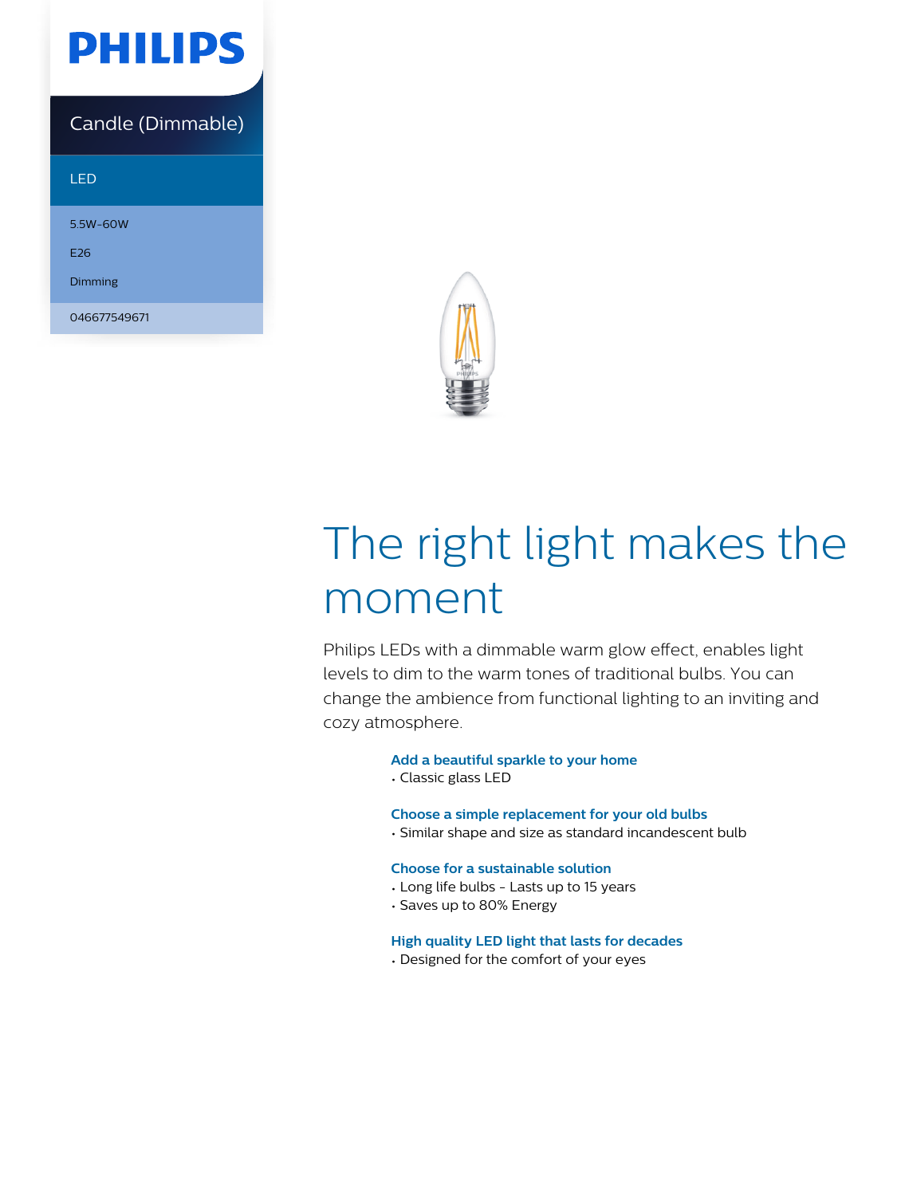PHILIPS

Candle (Dimmable)

LED

5.5W-60W

E26

Dimming

046677549671

# The right light makes the moment

Philips LEDs with a dimmable warm glow effect, enables light levels to dim to the warm tones of traditional bulbs. You can change the ambience from functional lighting to an inviting and cozy atmosphere.

### Add a beautiful sparkle to your home

- Classic glass LED

### Choose a simple replacement for your old bulbs

- Similar shape and size as standard incandescent bulb

### Choose for a sustainable solution

- Long life bulbs - Lasts up to 15 years
- Saves up to 80% Energy

### High quality LED light that lasts for decades

- Designed for the comfort of your eyes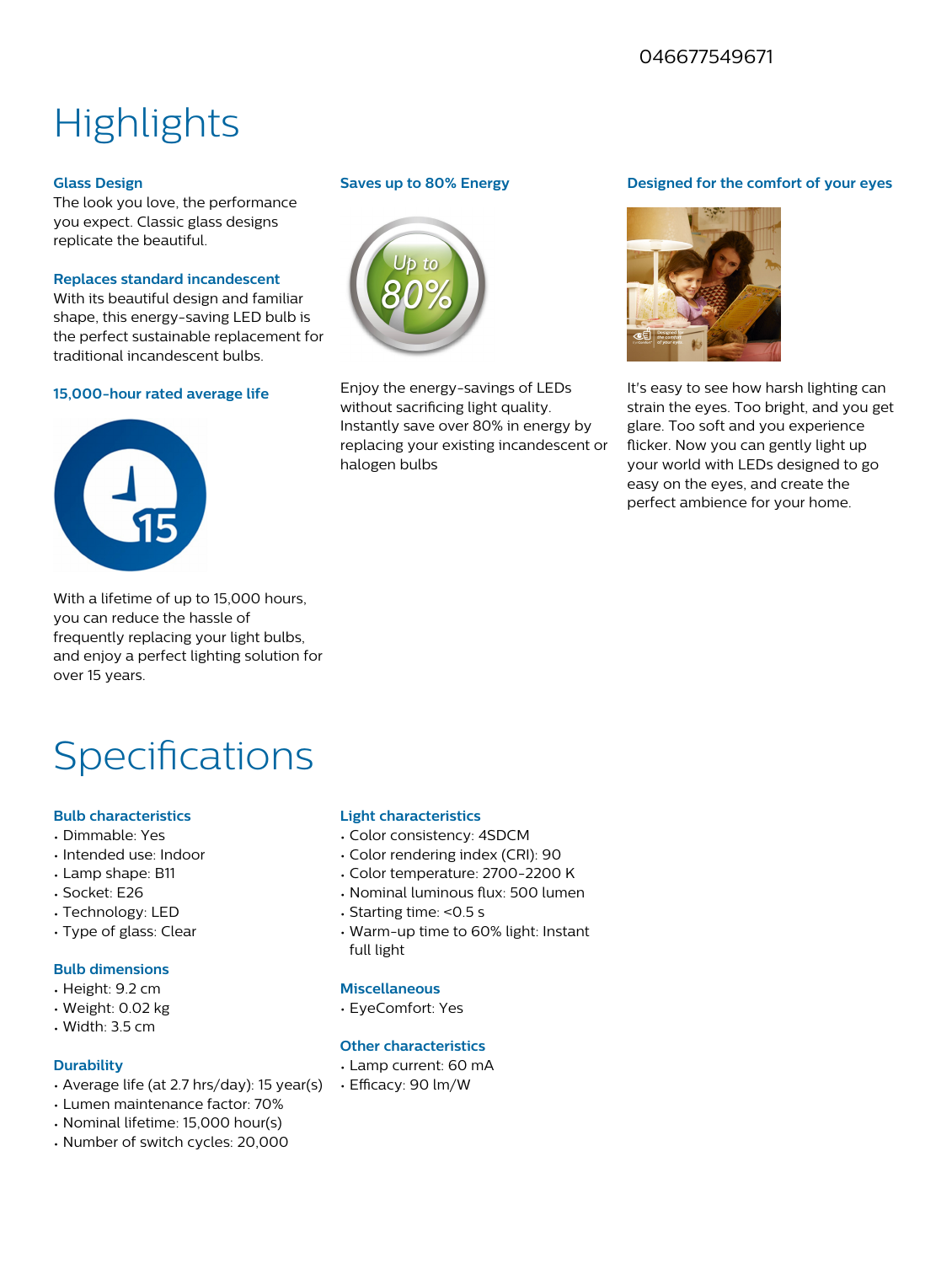046677549671

# Highlights

### Glass Design

The look you love, the performance you expect. Classic glass designs replicate the beautiful.

### Replaces standard incandescent

With its beautiful design and familiar shape, this energy-saving LED bulb is the perfect sustainable replacement for traditional incandescent bulbs.

### 15,000-hour rated average life

With a lifetime of up to 15,000 hours, you can reduce the hassle of frequently replacing your light bulbs, and enjoy a perfect lighting solution for over 15 years.

### Saves up to 80% Energy

Enjoy the energy-savings of LEDs without sacrificing light quality. Instantly save over 80% in energy by replacing your existing incandescent or halogen bulbs

### Designed for the comfort of your eyes

It's easy to see how harsh lighting can strain the eyes. Too bright, and you get glare. Too soft and you experience flicker. Now you can gently light up your world with LEDs designed to go easy on the eyes, and create the perfect ambience for your home.

# Specifications

### Bulb characteristics

- Dimmable: Yes
- Intended use: Indoor
- Lamp shape: B11
- Socket: E26
- Technology: LED
- Type of glass: Clear

### Bulb dimensions

- Height: 9.2 cm
- Weight: 0.02 kg
- Width: 3.5 cm

### Durability

- Average life (at 2.7 hrs/day): 15 year(s)
- Lumen maintenance factor: 70%
- Nominal lifetime: 15,000 hour(s)
- Number of switch cycles: 20,000

### Light characteristics

- Color consistency: 4SDCM
- Color rendering index (CRI): 90
- Color temperature: 2700-2200 K
- Nominal luminous flux: 500 lumen
- Starting time: <0.5 s
- Warm-up time to 60% light: Instant full light

### Miscellaneous

- EyeComfort: Yes

### Other characteristics

- Lamp current: 60 mA
- Efficacy: 90 lm/W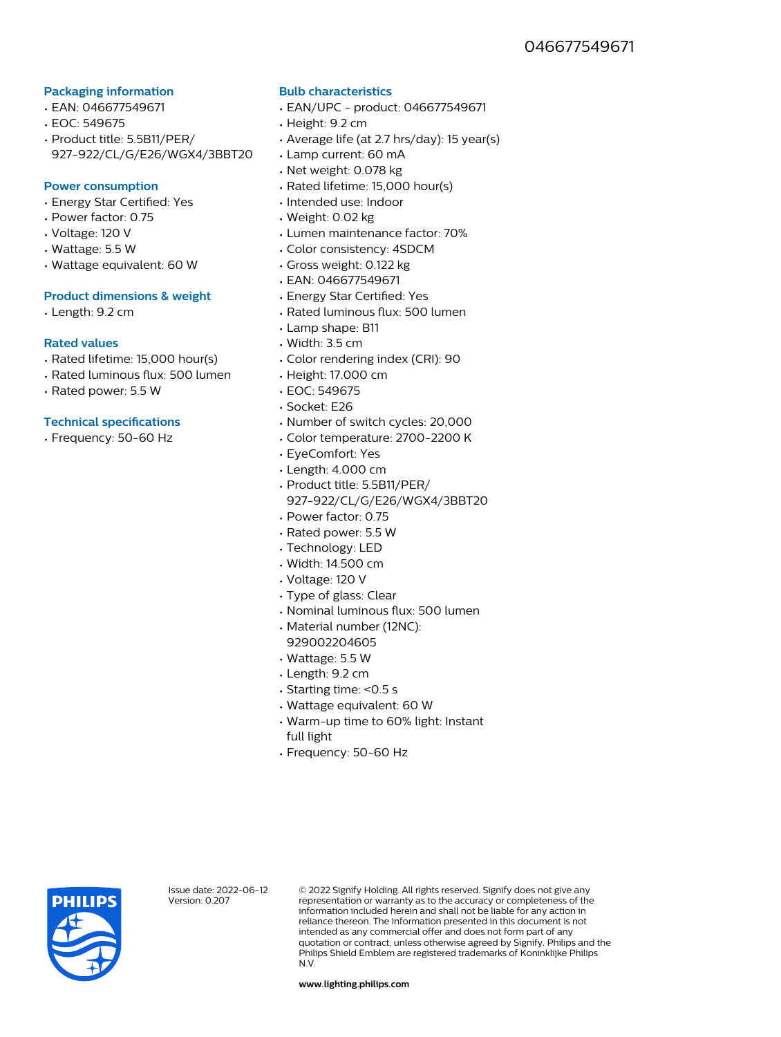046677549671

## Packaging information

- EAN: 046677549671
- EOC: 549675
- Product title: 5.5B11/PER/927-922/CL/G/E26/WGX4/3BBT20

## Power consumption

- Energy Star Certified: Yes
- Power factor: 0.75
- Voltage: 120 V
- Wattage: 5.5 W
- Wattage equivalent: 60 W

## Product dimensions & weight

- Length: 9.2 cm

## Rated values

- Rated lifetime: 15,000 hour(s)
- Rated luminous flux: 500 lumen
- Rated power: 5.5 W

## Technical specifications

- Frequency: 50-60 Hz

## Bulb characteristics

- EAN/UPC - product: 046677549671
- Height: 9.2 cm
- Average life (at 2.7 hrs/day): 15 year(s)
- Lamp current: 60 mA
- Net weight: 0.078 kg
- Rated lifetime: 15,000 hour(s)
- Intended use: Indoor
- Weight: 0.02 kg
- Lumen maintenance factor: 70%
- Color consistency: 4SDCM
- Gross weight: 0.122 kg
- EAN: 046677549671
- Energy Star Certified: Yes
- Rated luminous flux: 500 lumen
- Lamp shape: B11
- Width: 3.5 cm
- Color rendering index (CRI): 90
- Height: 17.000 cm
- EOC: 549675
- Socket: E26
- Number of switch cycles: 20,000
- Color temperature: 2700-2200 K
- EyeComfort: Yes
- Length: 4.000 cm
- Product title: 5.5B11/PER/927-922/CL/G/E26/WGX4/3BBT20
- Power factor: 0.75
- Rated power: 5.5 W
- Technology: LED
- Width: 14.500 cm
- Voltage: 120 V
- Type of glass: Clear
- Nominal luminous flux: 500 lumen
- Material number (12NC): 929002204605
- Wattage: 5.5 W
- Length: 9.2 cm
- Starting time: <0.5 s
- Wattage equivalent: 60 W
- Warm-up time to 60% light: Instant full light
- Frequency: 50-60 Hz

Issue date: 2022-06-12
Version: 0.207

© 2022 Signify Holding. All rights reserved. Signify does not give any representation or warranty as to the accuracy or completeness of the information included herein and shall not be liable for any action in reliance thereon. The information presented in this document is not intended as any commercial offer and does not form part of any quotation or contract, unless otherwise agreed by Signify. Philips and the Philips Shield Emblem are registered trademarks of Koninklijke Philips N.V.

**www.lighting.philips.com**